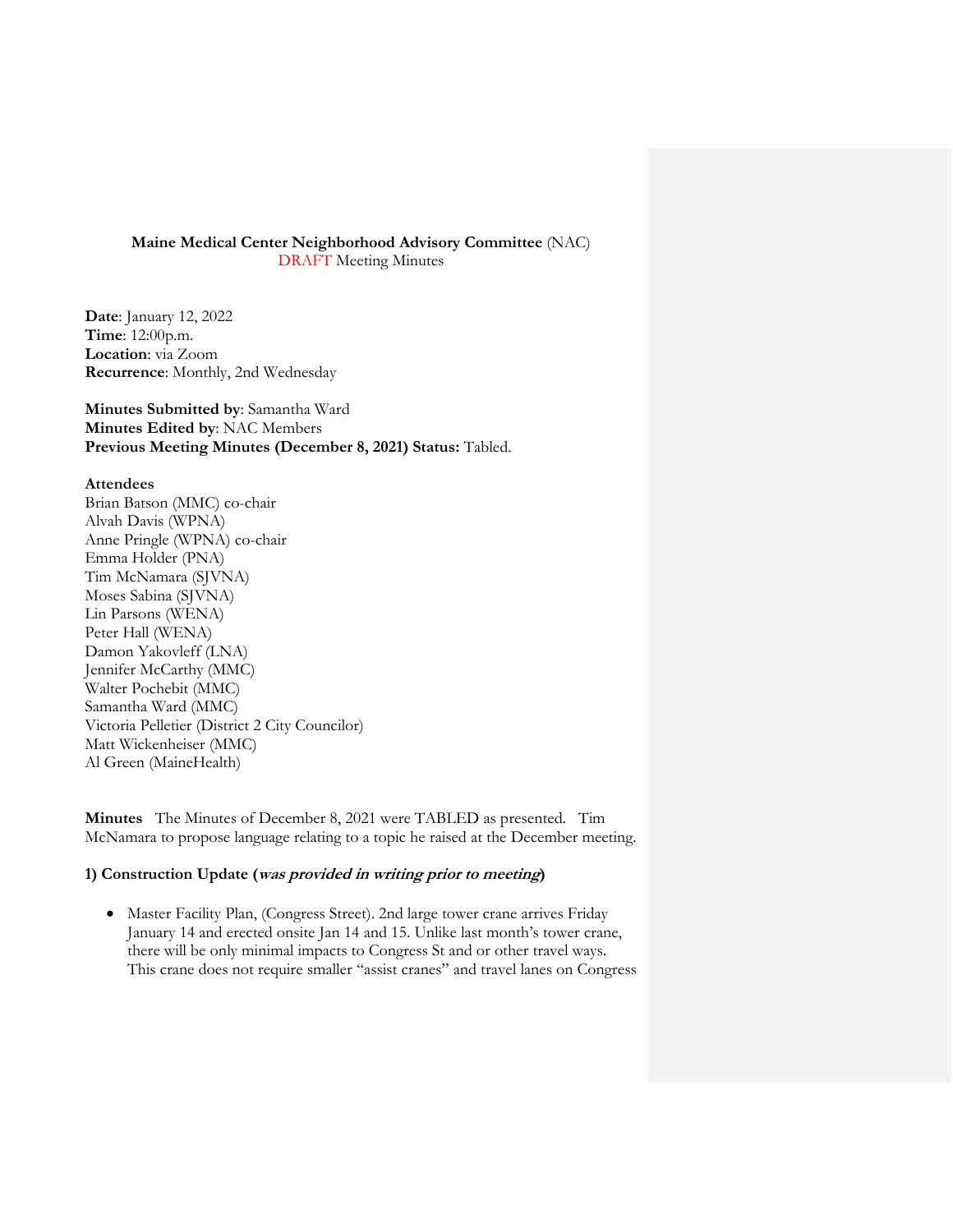**Maine Medical Center Neighborhood Advisory Committee** (NAC)
DRAFT Meeting Minutes

**Date**: January 12, 2022
**Time**: 12:00p.m.
**Location**: via Zoom
**Recurrence**: Monthly, 2nd Wednesday

**Minutes Submitted by**: Samantha Ward
**Minutes Edited by**: NAC Members
**Previous Meeting Minutes (December 8, 2021) Status:** Tabled.

**Attendees**
Brian Batson (MMC) co-chair
Alvah Davis (WPNA)
Anne Pringle (WPNA) co-chair
Emma Holder (PNA)
Tim McNamara (SJVNA)
Moses Sabina (SJVNA)
Lin Parsons (WENA)
Peter Hall (WENA)
Damon Yakovleff (LNA)
Jennifer McCarthy (MMC)
Walter Pochebit (MMC)
Samantha Ward (MMC)
Victoria Pelletier (District 2 City Councilor)
Matt Wickenheiser (MMC)
Al Green (MaineHealth)

**Minutes** The Minutes of December 8, 2021 were TABLED as presented. Tim McNamara to propose language relating to a topic he raised at the December meeting.

**1) Construction Update (*was provided in writing prior to meeting*)**

- Master Facility Plan, (Congress Street). 2nd large tower crane arrives Friday January 14 and erected onsite Jan 14 and 15. Unlike last month's tower crane, there will be only minimal impacts to Congress St and or other travel ways. This crane does not require smaller "assist cranes" and travel lanes on Congress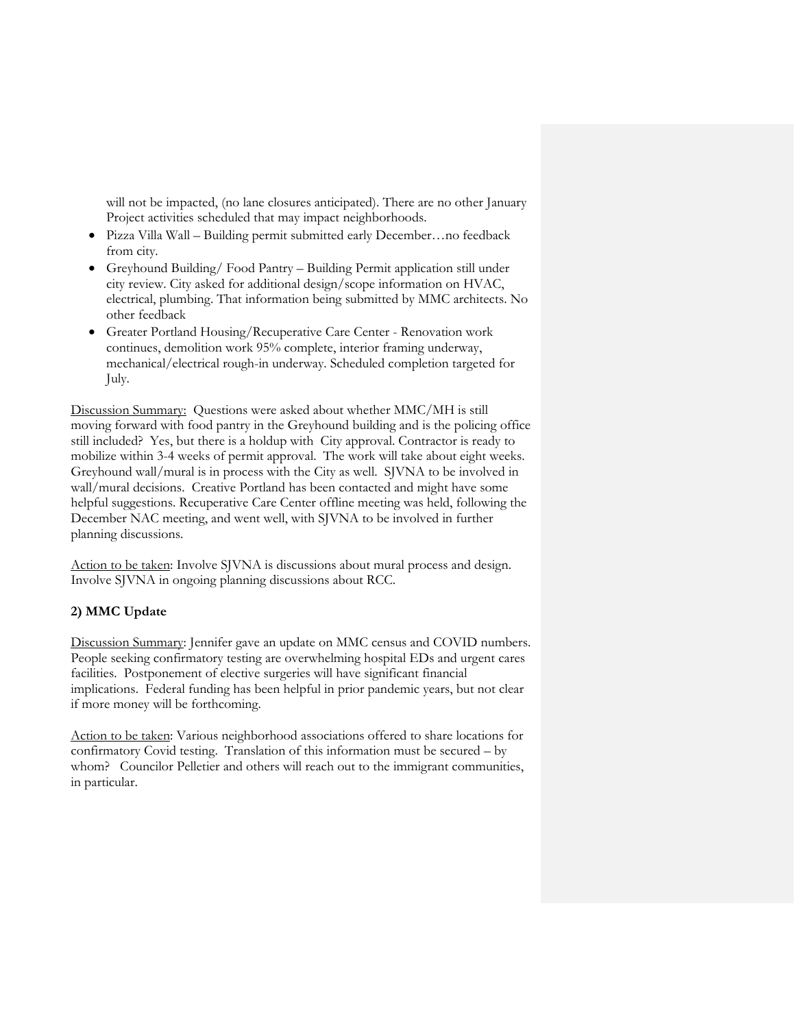will not be impacted, (no lane closures anticipated). There are no other January Project activities scheduled that may impact neighborhoods.

- Pizza Villa Wall – Building permit submitted early December…no feedback from city.
- Greyhound Building/ Food Pantry – Building Permit application still under city review. City asked for additional design/scope information on HVAC, electrical, plumbing. That information being submitted by MMC architects. No other feedback
- Greater Portland Housing/Recuperative Care Center - Renovation work continues, demolition work 95% complete, interior framing underway, mechanical/electrical rough-in underway. Scheduled completion targeted for July.

Discussion Summary: Questions were asked about whether MMC/MH is still moving forward with food pantry in the Greyhound building and is the policing office still included? Yes, but there is a holdup with City approval. Contractor is ready to mobilize within 3-4 weeks of permit approval. The work will take about eight weeks. Greyhound wall/mural is in process with the City as well. SJVNA to be involved in wall/mural decisions. Creative Portland has been contacted and might have some helpful suggestions. Recuperative Care Center offline meeting was held, following the December NAC meeting, and went well, with SJVNA to be involved in further planning discussions.

Action to be taken: Involve SJVNA is discussions about mural process and design. Involve SJVNA in ongoing planning discussions about RCC.

**2) MMC Update**

Discussion Summary: Jennifer gave an update on MMC census and COVID numbers. People seeking confirmatory testing are overwhelming hospital EDs and urgent cares facilities. Postponement of elective surgeries will have significant financial implications. Federal funding has been helpful in prior pandemic years, but not clear if more money will be forthcoming.

Action to be taken: Various neighborhood associations offered to share locations for confirmatory Covid testing. Translation of this information must be secured – by whom? Councilor Pelletier and others will reach out to the immigrant communities, in particular.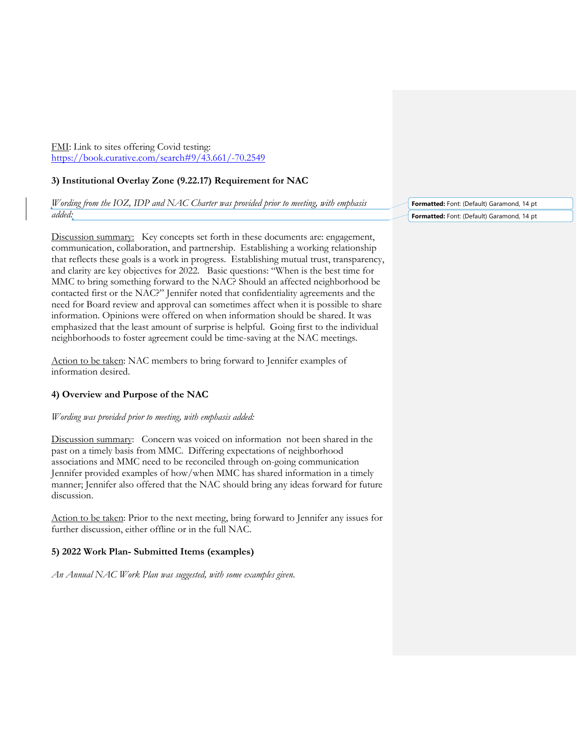<u>FMI</u>: Link to sites offering Covid testing: https://book.curative.com/search#9/43.661/-70.2549

### 3) Institutional Overlay Zone (9.22.17) Requirement for NAC

*Wording from the IOZ, IDP and NAC Charter was provided prior to meeting, with emphasis added:*

<u>Discussion summary:</u> Key concepts set forth in these documents are: engagement, communication, collaboration, and partnership. Establishing a working relationship that reflects these goals is a work in progress. Establishing mutual trust, transparency, and clarity are key objectives for 2022. Basic questions: "When is the best time for MMC to bring something forward to the NAC? Should an affected neighborhood be contacted first or the NAC?" Jennifer noted that confidentiality agreements and the need for Board review and approval can sometimes affect when it is possible to share information. Opinions were offered on when information should be shared. It was emphasized that the least amount of surprise is helpful. Going first to the individual neighborhoods to foster agreement could be time-saving at the NAC meetings.

<u>Action to be taken</u>: NAC members to bring forward to Jennifer examples of information desired.

### 4) Overview and Purpose of the NAC

*Wording was provided prior to meeting, with emphasis added:*

<u>Discussion summary</u>: Concern was voiced on information not been shared in the past on a timely basis from MMC. Differing expectations of neighborhood associations and MMC need to be reconciled through on-going communication Jennifer provided examples of how/when MMC has shared information in a timely manner; Jennifer also offered that the NAC should bring any ideas forward for future discussion.

<u>Action to be taken</u>: Prior to the next meeting, bring forward to Jennifer any issues for further discussion, either offline or in the full NAC.

### 5) 2022 Work Plan- Submitted Items (examples)

*An Annual NAC Work Plan was suggested, with some examples given.*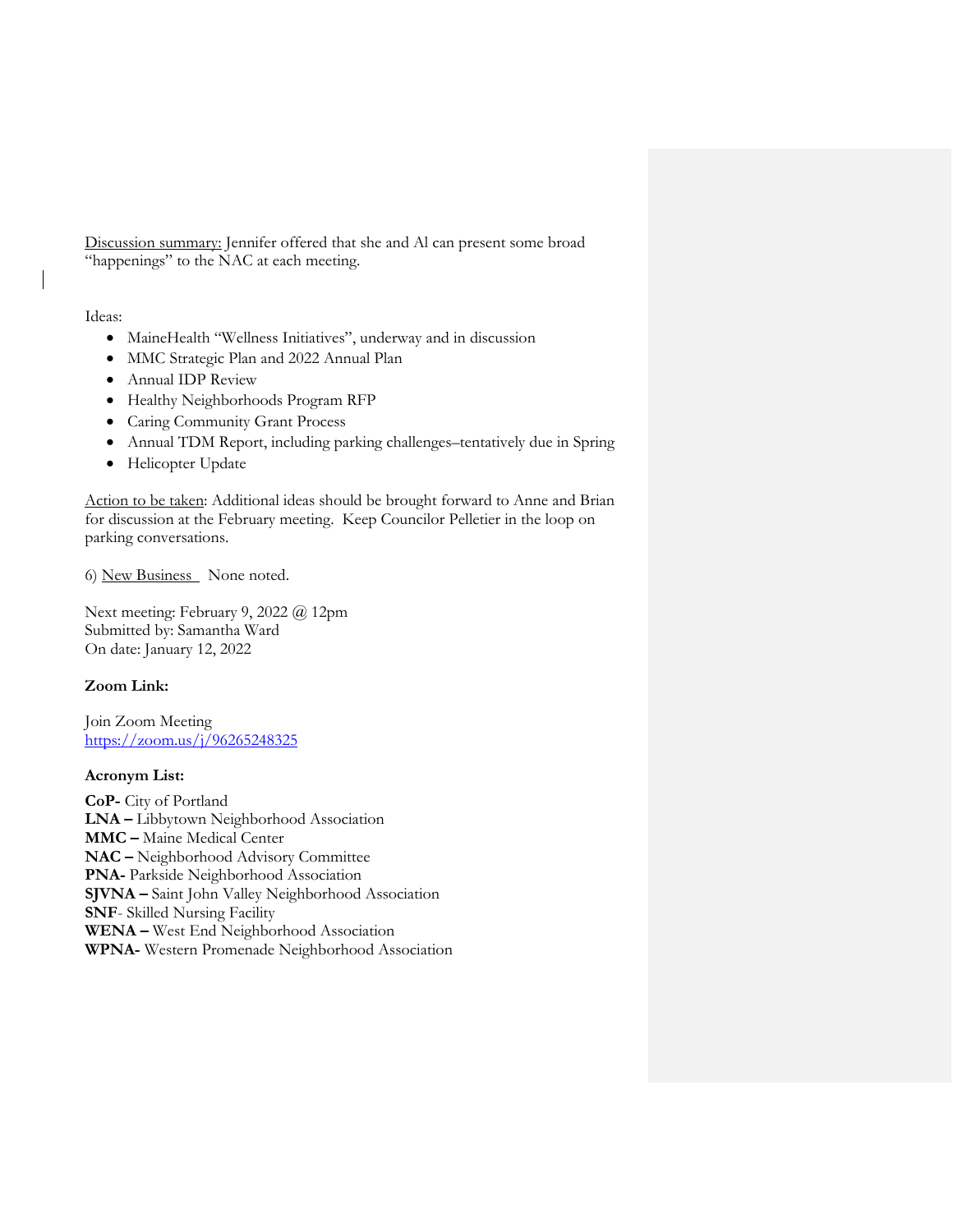Discussion summary: Jennifer offered that she and Al can present some broad "happenings" to the NAC at each meeting.

Ideas:

- MaineHealth "Wellness Initiatives", underway and in discussion
- MMC Strategic Plan and 2022 Annual Plan
- Annual IDP Review
- Healthy Neighborhoods Program RFP
- Caring Community Grant Process
- Annual TDM Report, including parking challenges–tentatively due in Spring
- Helicopter Update

Action to be taken: Additional ideas should be brought forward to Anne and Brian for discussion at the February meeting. Keep Councilor Pelletier in the loop on parking conversations.

6) New Business None noted.

Next meeting: February 9, 2022 @ 12pm
Submitted by: Samantha Ward
On date: January 12, 2022

**Zoom Link:**

Join Zoom Meeting
https://zoom.us/j/96265248325

**Acronym List:**

**CoP-** City of Portland
**LNA –** Libbytown Neighborhood Association
**MMC –** Maine Medical Center
**NAC –** Neighborhood Advisory Committee
**PNA-** Parkside Neighborhood Association
**SJVNA –** Saint John Valley Neighborhood Association
**SNF**- Skilled Nursing Facility
**WENA –** West End Neighborhood Association
**WPNA-** Western Promenade Neighborhood Association